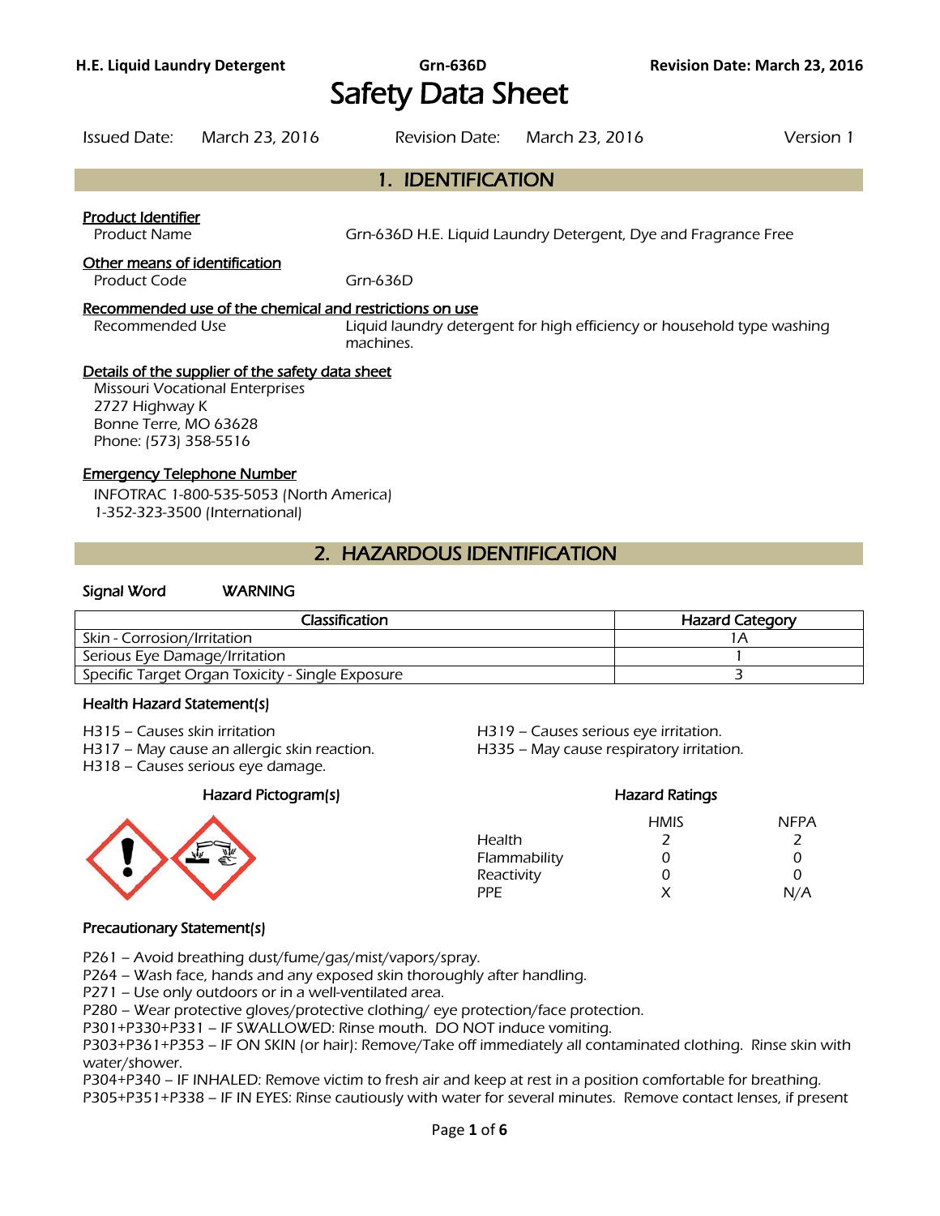# Safety Data Sheet

Issued Date: March 23, 2016 Revision Date: March 23, 2016 Version 1

## 1. IDENTIFICATION

**Product Identifier**

Product Name Grn-636D H.E. Liquid Laundry Detergent, Dye and Fragrance Free

**Other means of identification**

Product Code Grn-636D

**Recommended use of the chemical and restrictions on use**

Recommended Use Liquid laundry detergent for high efficiency or household type washing machines.

**Details of the supplier of the safety data sheet**

Missouri Vocational Enterprises
2727 Highway K
Bonne Terre, MO 63628
Phone: (573) 358-5516

**Emergency Telephone Number**

INFOTRAC 1-800-535-5053 (North America)
1-352-323-3500 (International)

## 2. HAZARDOUS IDENTIFICATION

**Signal Word** WARNING

| Classification | Hazard Category |
|---|---|
| Skin - Corrosion/Irritation | 1A |
| Serious Eye Damage/Irritation | 1 |
| Specific Target Organ Toxicity - Single Exposure | 3 |

### Health Hazard Statement(s)

H315 – Causes skin irritation
H317 – May cause an allergic skin reaction.
H318 – Causes serious eye damage.
H319 – Causes serious eye irritation.
H335 – May cause respiratory irritation.

### Hazard Pictogram(s)

### Hazard Ratings

| | HMIS | NFPA |
|---|---|---|
| Health | 2 | 2 |
| Flammability | 0 | 0 |
| Reactivity | 0 | 0 |
| PPE | X | N/A |

### Precautionary Statement(s)

P261 – Avoid breathing dust/fume/gas/mist/vapors/spray.
P264 – Wash face, hands and any exposed skin thoroughly after handling.
P271 – Use only outdoors or in a well-ventilated area.
P280 – Wear protective gloves/protective clothing/ eye protection/face protection.
P301+P330+P331 – IF SWALLOWED: Rinse mouth. DO NOT induce vomiting.
P303+P361+P353 – IF ON SKIN (or hair): Remove/Take off immediately all contaminated clothing. Rinse skin with water/shower.
P304+P340 – IF INHALED: Remove victim to fresh air and keep at rest in a position comfortable for breathing.
P305+P351+P338 – IF IN EYES: Rinse cautiously with water for several minutes. Remove contact lenses, if present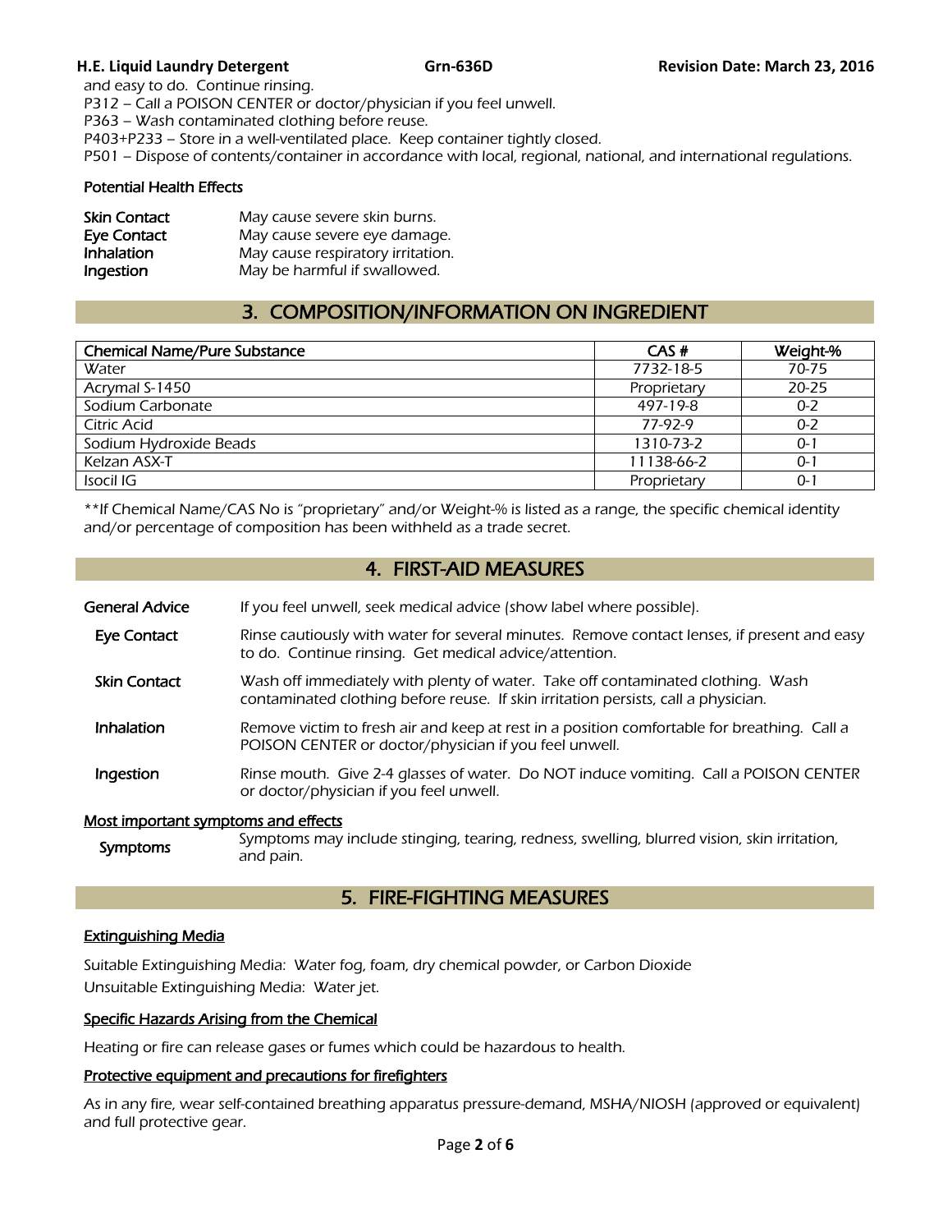and easy to do. Continue rinsing.

P312 – Call a POISON CENTER or doctor/physician if you feel unwell.

P363 – Wash contaminated clothing before reuse.

P403+P233 – Store in a well-ventilated place. Keep container tightly closed.

P501 – Dispose of contents/container in accordance with local, regional, national, and international regulations.

### Potential Health Effects

| | |
|---|---|
| **Skin Contact** | May cause severe skin burns. |
| **Eye Contact** | May cause severe eye damage. |
| **Inhalation** | May cause respiratory irritation. |
| **Ingestion** | May be harmful if swallowed. |

## 3. COMPOSITION/INFORMATION ON INGREDIENT

| Chemical Name/Pure Substance | CAS # | Weight-% |
|---|---|---|
| Water | 7732-18-5 | 70-75 |
| Acrymal S-1450 | Proprietary | 20-25 |
| Sodium Carbonate | 497-19-8 | 0-2 |
| Citric Acid | 77-92-9 | 0-2 |
| Sodium Hydroxide Beads | 1310-73-2 | 0-1 |
| Kelzan ASX-T | 11138-66-2 | 0-1 |
| Isocil IG | Proprietary | 0-1 |

**If Chemical Name/CAS No is "proprietary" and/or Weight-% is listed as a range, the specific chemical identity and/or percentage of composition has been withheld as a trade secret.

## 4. FIRST-AID MEASURES

| | |
|---|---|
| **General Advice** | If you feel unwell, seek medical advice (show label where possible). |
| **Eye Contact** | Rinse cautiously with water for several minutes. Remove contact lenses, if present and easy to do. Continue rinsing. Get medical advice/attention. |
| **Skin Contact** | Wash off immediately with plenty of water. Take off contaminated clothing. Wash contaminated clothing before reuse. If skin irritation persists, call a physician. |
| **Inhalation** | Remove victim to fresh air and keep at rest in a position comfortable for breathing. Call a POISON CENTER or doctor/physician if you feel unwell. |
| **Ingestion** | Rinse mouth. Give 2-4 glasses of water. Do NOT induce vomiting. Call a POISON CENTER or doctor/physician if you feel unwell. |

### Most important symptoms and effects

| | |
|---|---|
| **Symptoms** | Symptoms may include stinging, tearing, redness, swelling, blurred vision, skin irritation, and pain. |

## 5. FIRE-FIGHTING MEASURES

### Extinguishing Media

Suitable Extinguishing Media: Water fog, foam, dry chemical powder, or Carbon Dioxide

Unsuitable Extinguishing Media: Water jet.

### Specific Hazards Arising from the Chemical

Heating or fire can release gases or fumes which could be hazardous to health.

### Protective equipment and precautions for firefighters

As in any fire, wear self-contained breathing apparatus pressure-demand, MSHA/NIOSH (approved or equivalent) and full protective gear.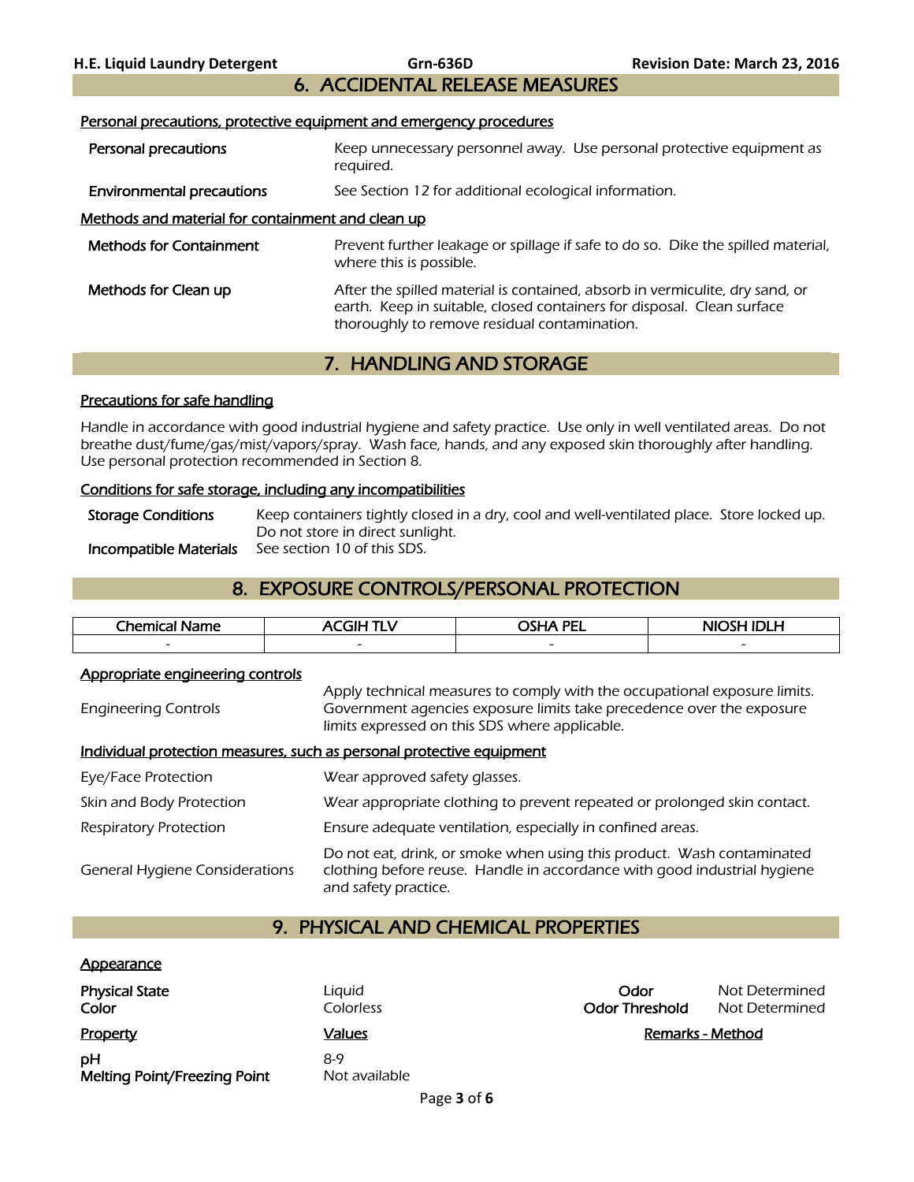## 6. ACCIDENTAL RELEASE MEASURES

### Personal precautions, protective equipment and emergency procedures

| | |
|---|---|
| **Personal precautions** | Keep unnecessary personnel away. Use personal protective equipment as required. |
| **Environmental precautions** | See Section 12 for additional ecological information. |

### Methods and material for containment and clean up

| | |
|---|---|
| **Methods for Containment** | Prevent further leakage or spillage if safe to do so. Dike the spilled material, where this is possible. |
| **Methods for Clean up** | After the spilled material is contained, absorb in vermiculite, dry sand, or earth. Keep in suitable, closed containers for disposal. Clean surface thoroughly to remove residual contamination. |

## 7. HANDLING AND STORAGE

### Precautions for safe handling

Handle in accordance with good industrial hygiene and safety practice. Use only in well ventilated areas. Do not breathe dust/fume/gas/mist/vapors/spray. Wash face, hands, and any exposed skin thoroughly after handling. Use personal protection recommended in Section 8.

### Conditions for safe storage, including any incompatibilities

| | |
|---|---|
| **Storage Conditions** | Keep containers tightly closed in a dry, cool and well-ventilated place. Store locked up. Do not store in direct sunlight. |
| **Incompatible Materials** | See section 10 of this SDS. |

## 8. EXPOSURE CONTROLS/PERSONAL PROTECTION

| Chemical Name | ACGIH TLV | OSHA PEL | NIOSH IDLH |
|---|---|---|---|
| - | - | - | - |

### Appropriate engineering controls

| | |
|---|---|
| Engineering Controls | Apply technical measures to comply with the occupational exposure limits. Government agencies exposure limits take precedence over the exposure limits expressed on this SDS where applicable. |

### Individual protection measures, such as personal protective equipment

| | |
|---|---|
| Eye/Face Protection | Wear approved safety glasses. |
| Skin and Body Protection | Wear appropriate clothing to prevent repeated or prolonged skin contact. |
| Respiratory Protection | Ensure adequate ventilation, especially in confined areas. |
| General Hygiene Considerations | Do not eat, drink, or smoke when using this product. Wash contaminated clothing before reuse. Handle in accordance with good industrial hygiene and safety practice. |

## 9. PHYSICAL AND CHEMICAL PROPERTIES

### Appearance

| | | | |
|---|---|---|---|
| **Physical State** | Liquid | **Odor** | Not Determined |
| **Color** | Colorless | **Odor Threshold** | Not Determined |

| Property | Values | Remarks - Method |
|---|---|---|
| **pH** | 8-9 | |
| **Melting Point/Freezing Point** | Not available | |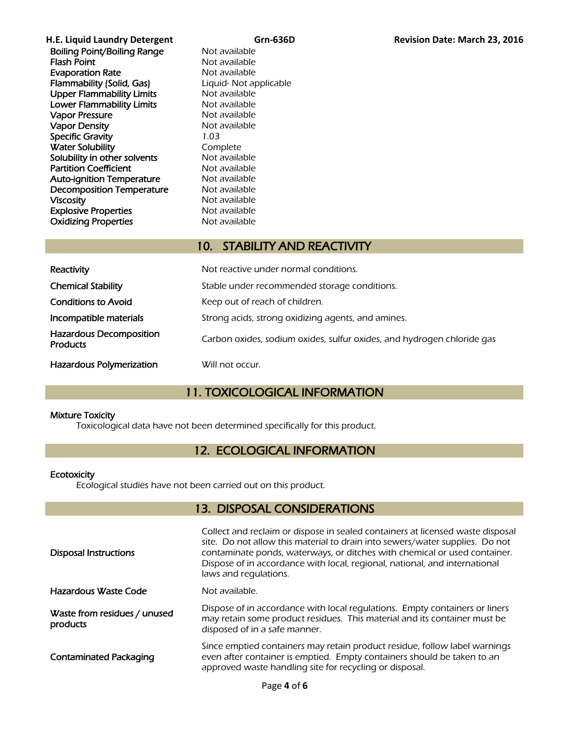| Property | Value |
| --- | --- |
| Boiling Point/Boiling Range | Not available |
| Flash Point | Not available |
| Evaporation Rate | Not available |
| Flammability (Solid, Gas) | Liquid- Not applicable |
| Upper Flammability Limits | Not available |
| Lower Flammability Limits | Not available |
| Vapor Pressure | Not available |
| Vapor Density | Not available |
| Specific Gravity | 1.03 |
| Water Solubility | Complete |
| Solubility in other solvents | Not available |
| Partition Coefficient | Not available |
| Auto-ignition Temperature | Not available |
| Decomposition Temperature | Not available |
| Viscosity | Not available |
| Explosive Properties | Not available |
| Oxidizing Properties | Not available |

## 10. STABILITY AND REACTIVITY

| | |
| --- | --- |
| Reactivity | Not reactive under normal conditions. |
| Chemical Stability | Stable under recommended storage conditions. |
| Conditions to Avoid | Keep out of reach of children. |
| Incompatible materials | Strong acids, strong oxidizing agents, and amines. |
| Hazardous Decomposition Products | Carbon oxides, sodium oxides, sulfur oxides, and hydrogen chloride gas |
| Hazardous Polymerization | Will not occur. |

## 11. TOXICOLOGICAL INFORMATION

**Mixture Toxicity**

Toxicological data have not been determined specifically for this product.

## 12. ECOLOGICAL INFORMATION

**Ecotoxicity**

Ecological studies have not been carried out on this product.

## 13. DISPOSAL CONSIDERATIONS

| | |
| --- | --- |
| Disposal Instructions | Collect and reclaim or dispose in sealed containers at licensed waste disposal site. Do not allow this material to drain into sewers/water supplies. Do not contaminate ponds, waterways, or ditches with chemical or used container. Dispose of in accordance with local, regional, national, and international laws and regulations. |
| Hazardous Waste Code | Not available. |
| Waste from residues / unused products | Dispose of in accordance with local regulations. Empty containers or liners may retain some product residues. This material and its container must be disposed of in a safe manner. |
| Contaminated Packaging | Since emptied containers may retain product residue, follow label warnings even after container is emptied. Empty containers should be taken to an approved waste handling site for recycling or disposal. |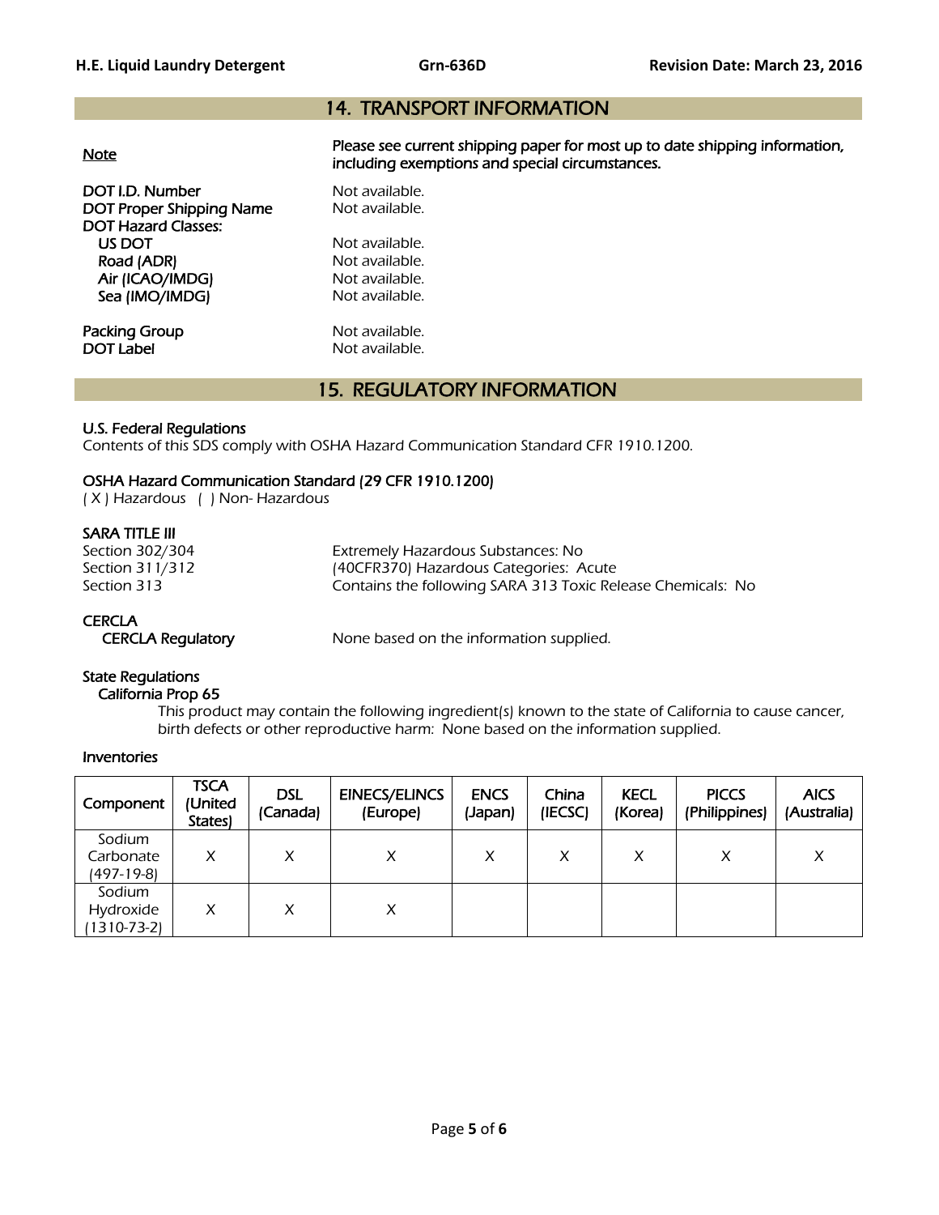## 14. TRANSPORT INFORMATION

**Note** — Please see current shipping paper for most up to date shipping information, including exemptions and special circumstances.

**DOT I.D. Number** — Not available.
**DOT Proper Shipping Name** — Not available.
**DOT Hazard Classes:**
- **US DOT** — Not available.
- **Road (ADR)** — Not available.
- **Air (ICAO/IMDG)** — Not available.
- **Sea (IMO/IMDG)** — Not available.

**Packing Group** — Not available.
**DOT Label** — Not available.

## 15. REGULATORY INFORMATION

### U.S. Federal Regulations

Contents of this SDS comply with OSHA Hazard Communication Standard CFR 1910.1200.

### OSHA Hazard Communication Standard (29 CFR 1910.1200)

( X ) Hazardous ( ) Non- Hazardous

### SARA TITLE III

Section 302/304 — Extremely Hazardous Substances: No
Section 311/312 — (40CFR370) Hazardous Categories: Acute
Section 313 — Contains the following SARA 313 Toxic Release Chemicals: No

### CERCLA

**CERCLA Regulatory** — None based on the information supplied.

### State Regulations

#### California Prop 65

This product may contain the following ingredient(s) known to the state of California to cause cancer, birth defects or other reproductive harm: None based on the information supplied.

### Inventories

| Component | TSCA (United States) | DSL (Canada) | EINECS/ELINCS (Europe) | ENCS (Japan) | China (IECSC) | KECL (Korea) | PICCS (Philippines) | AICS (Australia) |
|---|---|---|---|---|---|---|---|---|
| Sodium Carbonate (497-19-8) | X | X | X | X | X | X | X | X |
| Sodium Hydroxide (1310-73-2) | X | X | X | | | | | |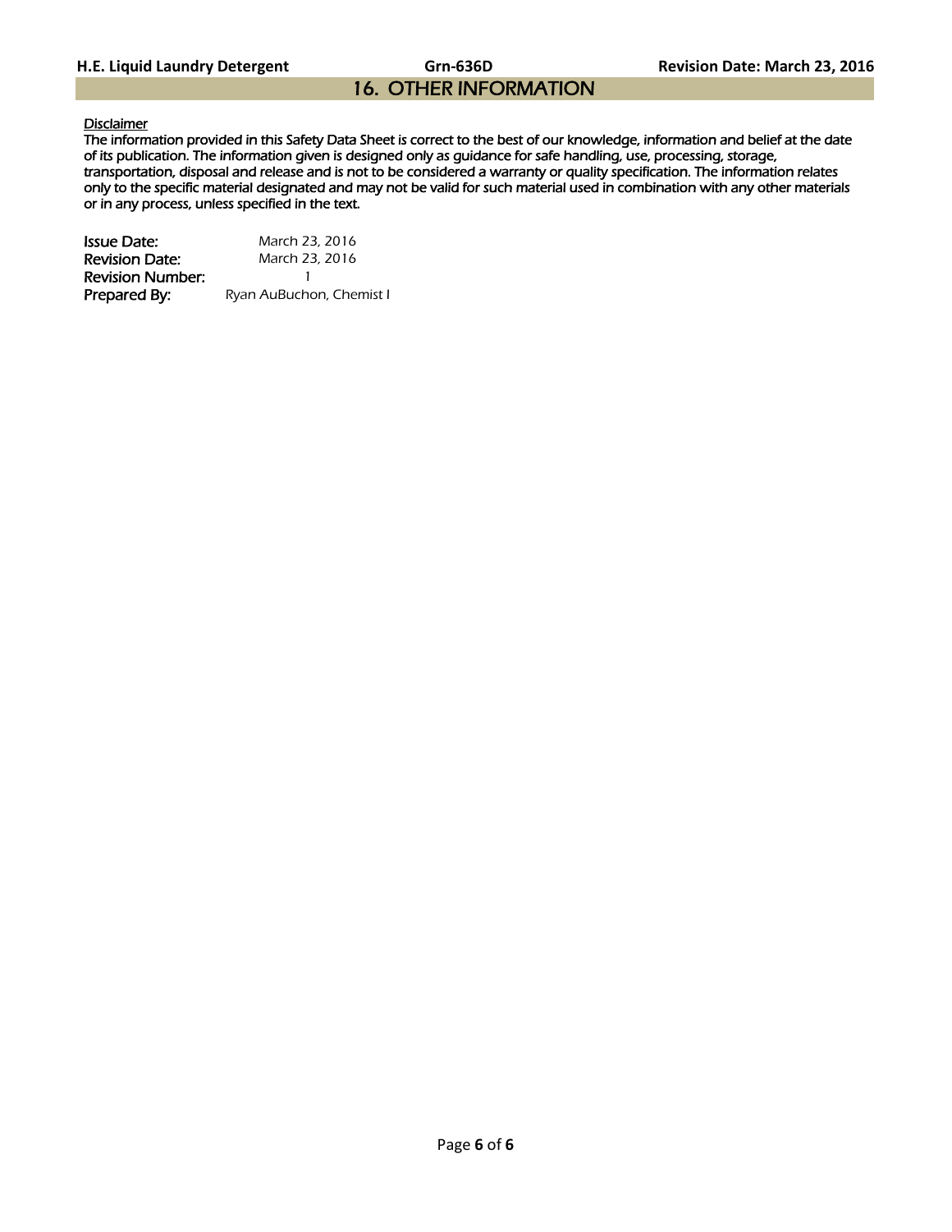## 16. OTHER INFORMATION

Disclaimer

The information provided in this Safety Data Sheet is correct to the best of our knowledge, information and belief at the date of its publication. The information given is designed only as guidance for safe handling, use, processing, storage, transportation, disposal and release and is not to be considered a warranty or quality specification. The information relates only to the specific material designated and may not be valid for such material used in combination with any other materials or in any process, unless specified in the text.

| | |
|---|---|
| **Issue Date:** | *March 23, 2016* |
| **Revision Date:** | *March 23, 2016* |
| **Revision Number:** | *1* |
| **Prepared By:** | *Ryan AuBuchon, Chemist I* |